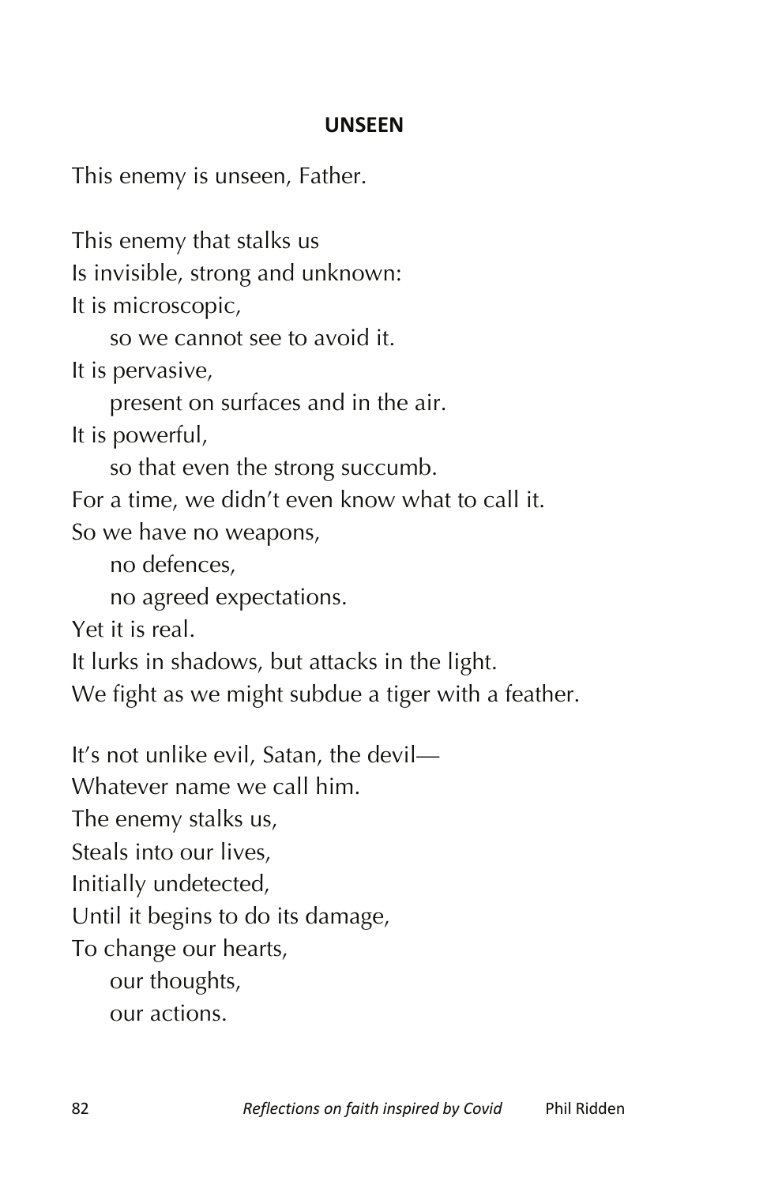## UNSEEN

This enemy is unseen, Father.

This enemy that stalks us  
Is invisible, strong and unknown:  
It is microscopic,  
&nbsp;&nbsp;&nbsp;&nbsp;so we cannot see to avoid it.  
It is pervasive,  
&nbsp;&nbsp;&nbsp;&nbsp;present on surfaces and in the air.  
It is powerful,  
&nbsp;&nbsp;&nbsp;&nbsp;so that even the strong succumb.  
For a time, we didn't even know what to call it.  
So we have no weapons,  
&nbsp;&nbsp;&nbsp;&nbsp;no defences,  
&nbsp;&nbsp;&nbsp;&nbsp;no agreed expectations.  
Yet it is real.  
It lurks in shadows, but attacks in the light.  
We fight as we might subdue a tiger with a feather.

It's not unlike evil, Satan, the devil—  
Whatever name we call him.  
The enemy stalks us,  
Steals into our lives,  
Initially undetected,  
Until it begins to do its damage,  
To change our hearts,  
&nbsp;&nbsp;&nbsp;&nbsp;our thoughts,  
&nbsp;&nbsp;&nbsp;&nbsp;our actions.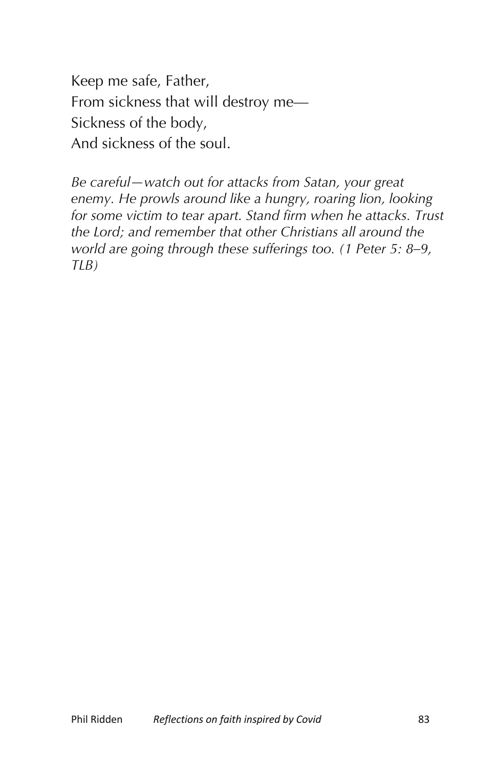Keep me safe, Father,  
From sickness that will destroy me—  
Sickness of the body,  
And sickness of the soul.

*Be careful—watch out for attacks from Satan, your great enemy. He prowls around like a hungry, roaring lion, looking for some victim to tear apart. Stand firm when he attacks. Trust the Lord; and remember that other Christians all around the world are going through these sufferings too. (1 Peter 5: 8–9, TLB)*